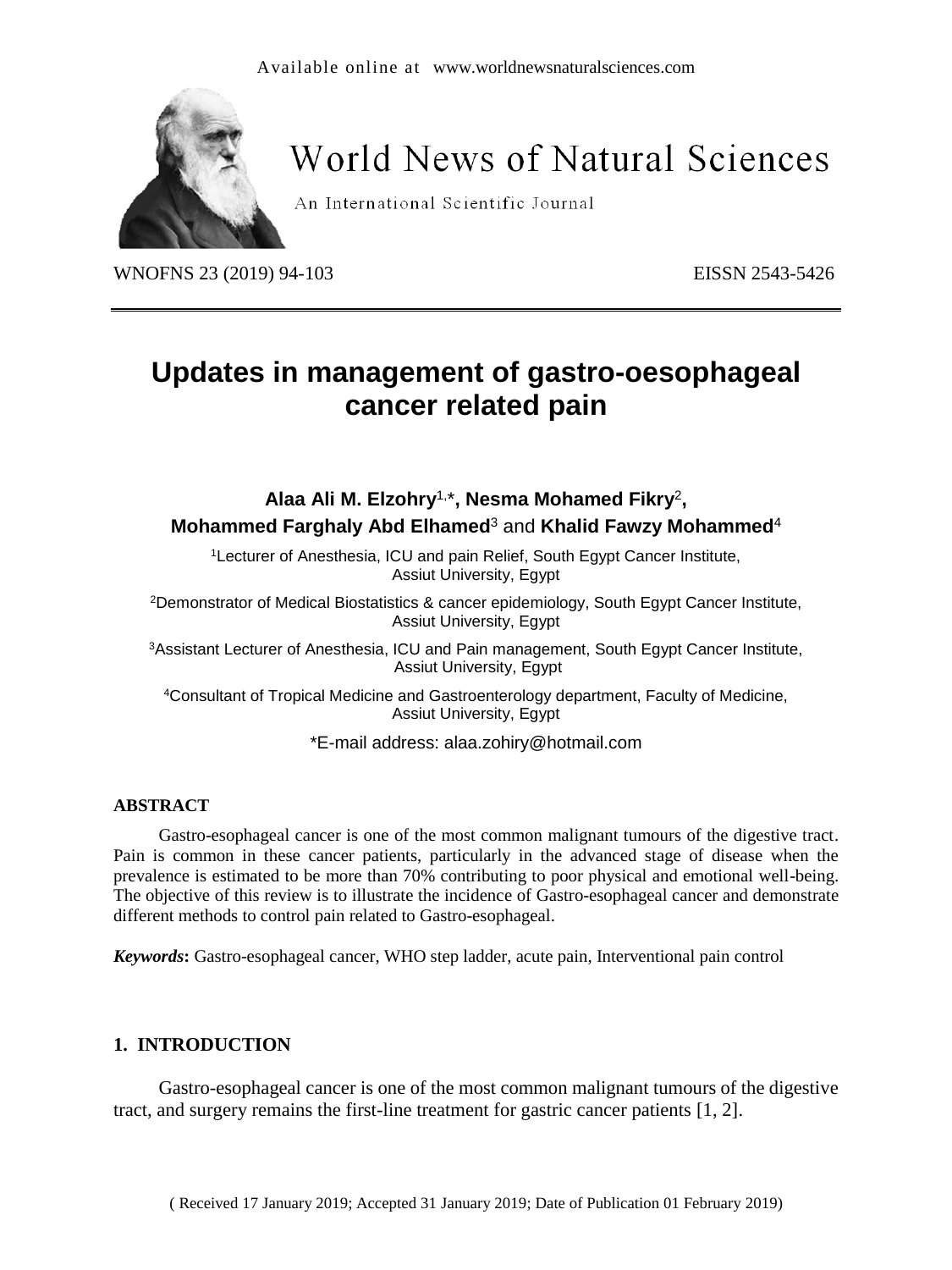Available online at www.worldnewsnaturalsciences.com

# World News of Natural Sciences

An International Scientific Journal

WNOFNS 23 (2019) 94-103 EISSN 2543-5426

# Updates in management of gastro-oesophageal cancer related pain

**Alaa Ali M. Elzohry**[1,*]**, Nesma Mohamed Fikry**[2]**, Mohammed Farghaly Abd Elhamed**[3] and **Khalid Fawzy Mohammed**[4]

[1]Lecturer of Anesthesia, ICU and pain Relief, South Egypt Cancer Institute, Assiut University, Egypt

[2]Demonstrator of Medical Biostatistics & cancer epidemiology, South Egypt Cancer Institute, Assiut University, Egypt

[3]Assistant Lecturer of Anesthesia, ICU and Pain management, South Egypt Cancer Institute, Assiut University, Egypt

[4]Consultant of Tropical Medicine and Gastroenterology department, Faculty of Medicine, Assiut University, Egypt

*E-mail address: alaa.zohiry@hotmail.com

## ABSTRACT

Gastro-esophageal cancer is one of the most common malignant tumours of the digestive tract. Pain is common in these cancer patients, particularly in the advanced stage of disease when the prevalence is estimated to be more than 70% contributing to poor physical and emotional well-being. The objective of this review is to illustrate the incidence of Gastro-esophageal cancer and demonstrate different methods to control pain related to Gastro-esophageal.

***Keywords*:** Gastro-esophageal cancer, WHO step ladder, acute pain, Interventional pain control

## 1. INTRODUCTION

Gastro-esophageal cancer is one of the most common malignant tumours of the digestive tract, and surgery remains the first-line treatment for gastric cancer patients [1, 2].

( Received 17 January 2019; Accepted 31 January 2019; Date of Publication 01 February 2019)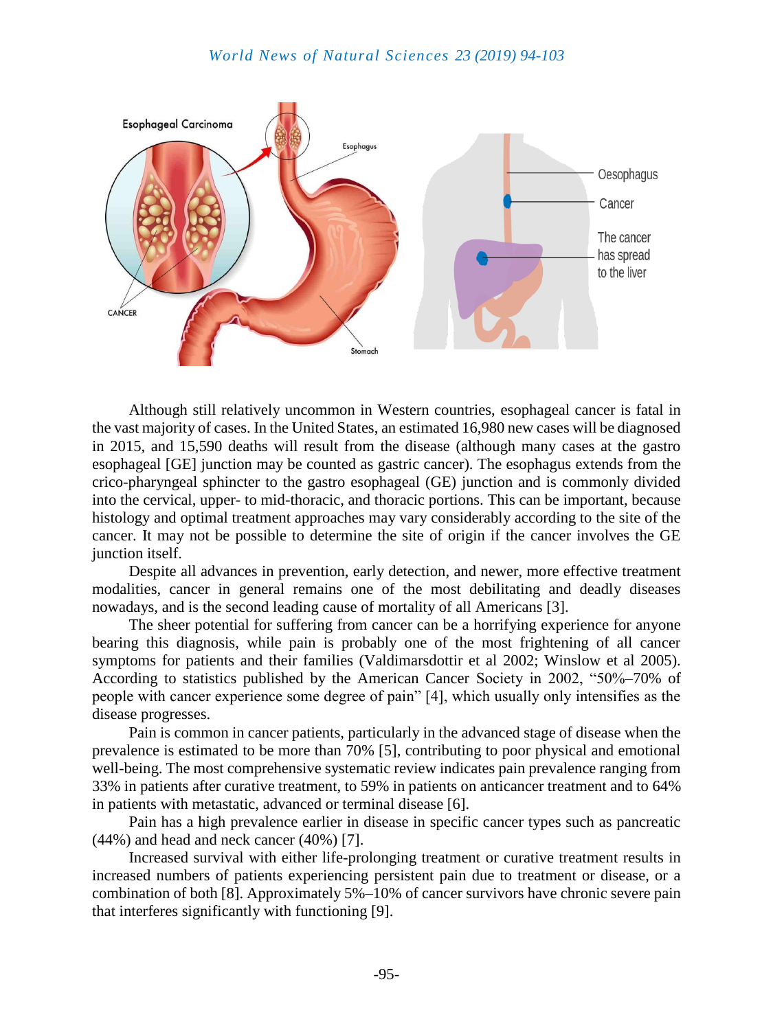Although still relatively uncommon in Western countries, esophageal cancer is fatal in the vast majority of cases. In the United States, an estimated 16,980 new cases will be diagnosed in 2015, and 15,590 deaths will result from the disease (although many cases at the gastro esophageal [GE] junction may be counted as gastric cancer). The esophagus extends from the crico-pharyngeal sphincter to the gastro esophageal (GE) junction and is commonly divided into the cervical, upper- to mid-thoracic, and thoracic portions. This can be important, because histology and optimal treatment approaches may vary considerably according to the site of the cancer. It may not be possible to determine the site of origin if the cancer involves the GE junction itself.

Despite all advances in prevention, early detection, and newer, more effective treatment modalities, cancer in general remains one of the most debilitating and deadly diseases nowadays, and is the second leading cause of mortality of all Americans [3].

The sheer potential for suffering from cancer can be a horrifying experience for anyone bearing this diagnosis, while pain is probably one of the most frightening of all cancer symptoms for patients and their families (Valdimarsdottir et al 2002; Winslow et al 2005). According to statistics published by the American Cancer Society in 2002, "50%–70% of people with cancer experience some degree of pain" [4], which usually only intensifies as the disease progresses.

Pain is common in cancer patients, particularly in the advanced stage of disease when the prevalence is estimated to be more than 70% [5], contributing to poor physical and emotional well-being. The most comprehensive systematic review indicates pain prevalence ranging from 33% in patients after curative treatment, to 59% in patients on anticancer treatment and to 64% in patients with metastatic, advanced or terminal disease [6].

Pain has a high prevalence earlier in disease in specific cancer types such as pancreatic (44%) and head and neck cancer (40%) [7].

Increased survival with either life-prolonging treatment or curative treatment results in increased numbers of patients experiencing persistent pain due to treatment or disease, or a combination of both [8]. Approximately 5%–10% of cancer survivors have chronic severe pain that interferes significantly with functioning [9].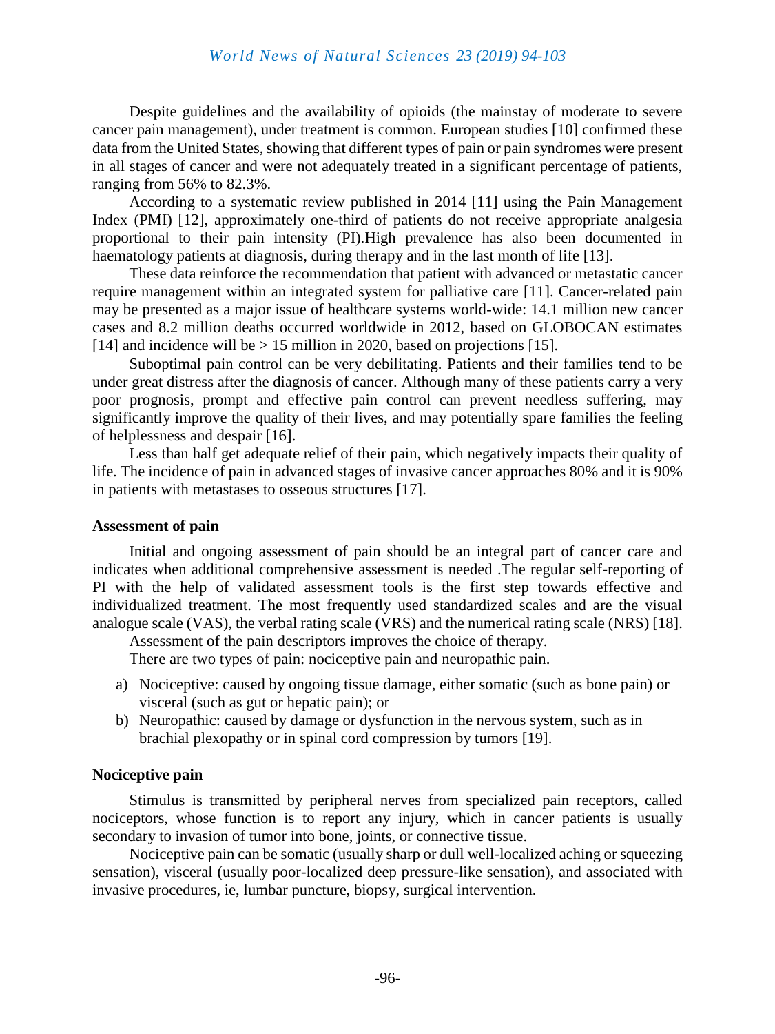Despite guidelines and the availability of opioids (the mainstay of moderate to severe cancer pain management), under treatment is common. European studies [10] confirmed these data from the United States, showing that different types of pain or pain syndromes were present in all stages of cancer and were not adequately treated in a significant percentage of patients, ranging from 56% to 82.3%.

According to a systematic review published in 2014 [11] using the Pain Management Index (PMI) [12], approximately one-third of patients do not receive appropriate analgesia proportional to their pain intensity (PI).High prevalence has also been documented in haematology patients at diagnosis, during therapy and in the last month of life [13].

These data reinforce the recommendation that patient with advanced or metastatic cancer require management within an integrated system for palliative care [11]. Cancer-related pain may be presented as a major issue of healthcare systems world-wide: 14.1 million new cancer cases and 8.2 million deaths occurred worldwide in 2012, based on GLOBOCAN estimates [14] and incidence will be > 15 million in 2020, based on projections [15].

Suboptimal pain control can be very debilitating. Patients and their families tend to be under great distress after the diagnosis of cancer. Although many of these patients carry a very poor prognosis, prompt and effective pain control can prevent needless suffering, may significantly improve the quality of their lives, and may potentially spare families the feeling of helplessness and despair [16].

Less than half get adequate relief of their pain, which negatively impacts their quality of life. The incidence of pain in advanced stages of invasive cancer approaches 80% and it is 90% in patients with metastases to osseous structures [17].

### Assessment of pain

Initial and ongoing assessment of pain should be an integral part of cancer care and indicates when additional comprehensive assessment is needed .The regular self-reporting of PI with the help of validated assessment tools is the first step towards effective and individualized treatment. The most frequently used standardized scales and are the visual analogue scale (VAS), the verbal rating scale (VRS) and the numerical rating scale (NRS) [18].

Assessment of the pain descriptors improves the choice of therapy.

There are two types of pain: nociceptive pain and neuropathic pain.

a) Nociceptive: caused by ongoing tissue damage, either somatic (such as bone pain) or visceral (such as gut or hepatic pain); or
b) Neuropathic: caused by damage or dysfunction in the nervous system, such as in brachial plexopathy or in spinal cord compression by tumors [19].

### Nociceptive pain

Stimulus is transmitted by peripheral nerves from specialized pain receptors, called nociceptors, whose function is to report any injury, which in cancer patients is usually secondary to invasion of tumor into bone, joints, or connective tissue.

Nociceptive pain can be somatic (usually sharp or dull well-localized aching or squeezing sensation), visceral (usually poor-localized deep pressure-like sensation), and associated with invasive procedures, ie, lumbar puncture, biopsy, surgical intervention.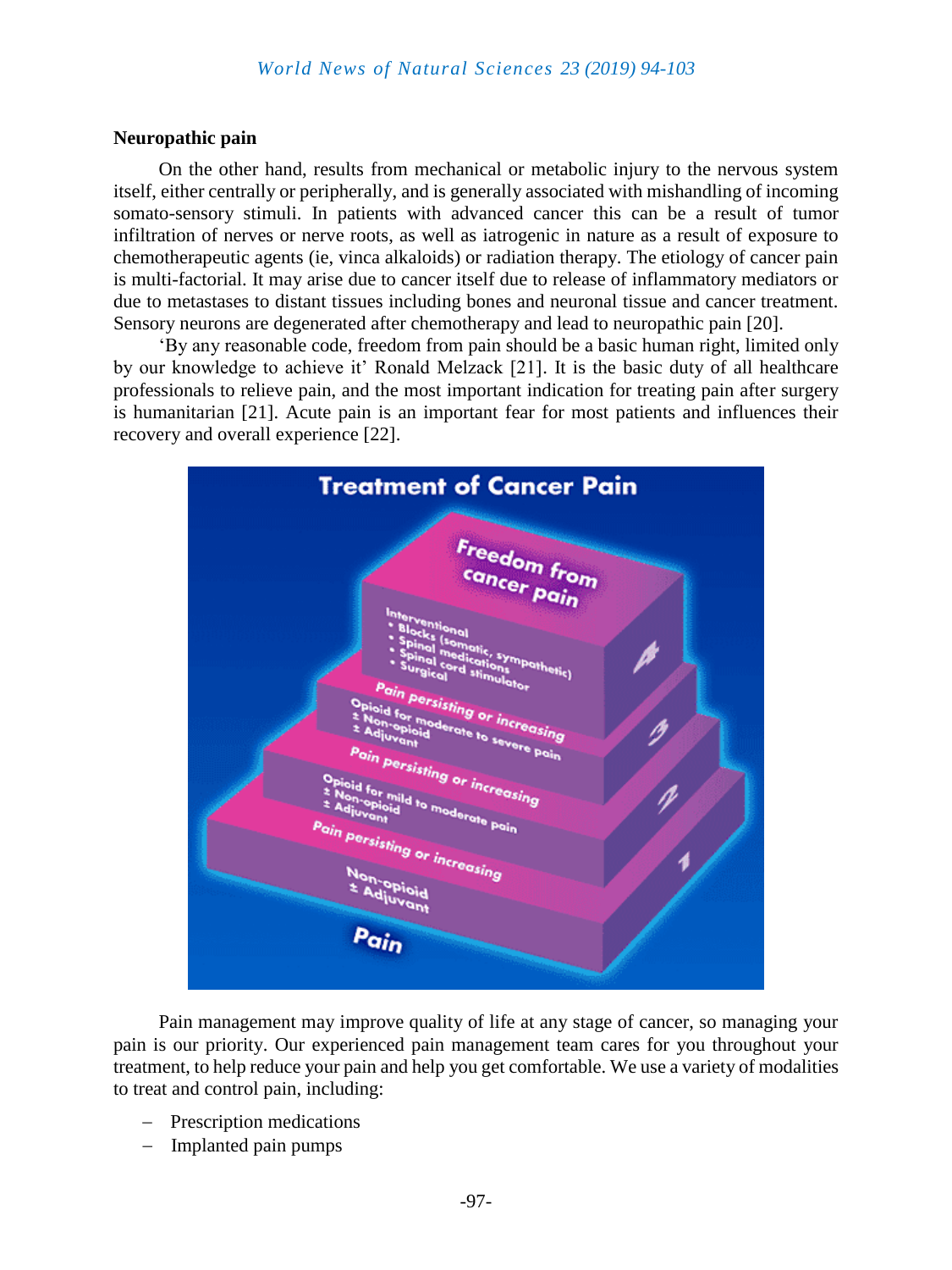**Neuropathic pain**

On the other hand, results from mechanical or metabolic injury to the nervous system itself, either centrally or peripherally, and is generally associated with mishandling of incoming somato-sensory stimuli. In patients with advanced cancer this can be a result of tumor infiltration of nerves or nerve roots, as well as iatrogenic in nature as a result of exposure to chemotherapeutic agents (ie, vinca alkaloids) or radiation therapy. The etiology of cancer pain is multi-factorial. It may arise due to cancer itself due to release of inflammatory mediators or due to metastases to distant tissues including bones and neuronal tissue and cancer treatment. Sensory neurons are degenerated after chemotherapy and lead to neuropathic pain [20].

'By any reasonable code, freedom from pain should be a basic human right, limited only by our knowledge to achieve it' Ronald Melzack [21]. It is the basic duty of all healthcare professionals to relieve pain, and the most important indication for treating pain after surgery is humanitarian [21]. Acute pain is an important fear for most patients and influences their recovery and overall experience [22].

Pain management may improve quality of life at any stage of cancer, so managing your pain is our priority. Our experienced pain management team cares for you throughout your treatment, to help reduce your pain and help you get comfortable. We use a variety of modalities to treat and control pain, including:

- Prescription medications
- Implanted pain pumps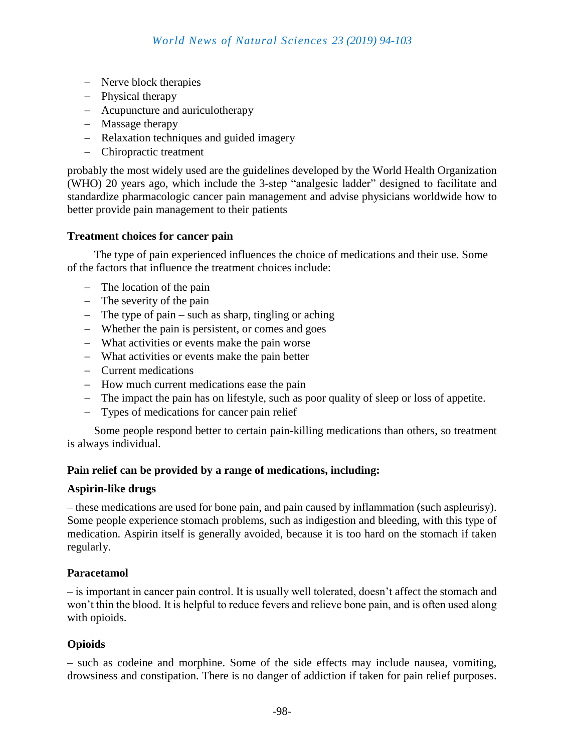- Nerve block therapies
- Physical therapy
- Acupuncture and auriculotherapy
- Massage therapy
- Relaxation techniques and guided imagery
- Chiropractic treatment

probably the most widely used are the guidelines developed by the World Health Organization (WHO) 20 years ago, which include the 3-step "analgesic ladder" designed to facilitate and standardize pharmacologic cancer pain management and advise physicians worldwide how to better provide pain management to their patients

**Treatment choices for cancer pain**

The type of pain experienced influences the choice of medications and their use. Some of the factors that influence the treatment choices include:

- The location of the pain
- The severity of the pain
- The type of pain – such as sharp, tingling or aching
- Whether the pain is persistent, or comes and goes
- What activities or events make the pain worse
- What activities or events make the pain better
- Current medications
- How much current medications ease the pain
- The impact the pain has on lifestyle, such as poor quality of sleep or loss of appetite.
- Types of medications for cancer pain relief

Some people respond better to certain pain-killing medications than others, so treatment is always individual.

**Pain relief can be provided by a range of medications, including:**

**Aspirin-like drugs**

– these medications are used for bone pain, and pain caused by inflammation (such aspleurisy). Some people experience stomach problems, such as indigestion and bleeding, with this type of medication. Aspirin itself is generally avoided, because it is too hard on the stomach if taken regularly.

**Paracetamol**

– is important in cancer pain control. It is usually well tolerated, doesn't affect the stomach and won't thin the blood. It is helpful to reduce fevers and relieve bone pain, and is often used along with opioids.

**Opioids**

– such as codeine and morphine. Some of the side effects may include nausea, vomiting, drowsiness and constipation. There is no danger of addiction if taken for pain relief purposes.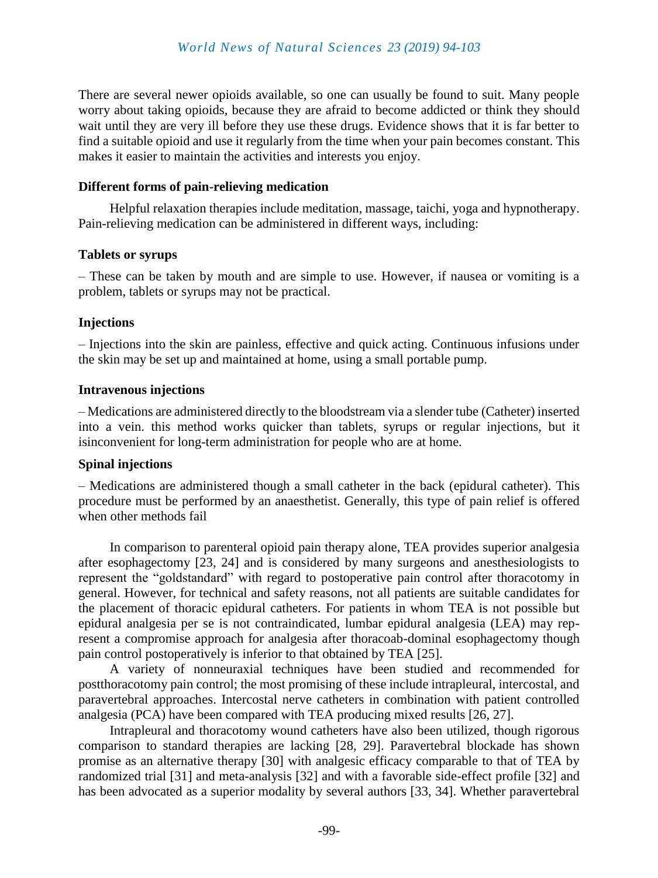There are several newer opioids available, so one can usually be found to suit. Many people worry about taking opioids, because they are afraid to become addicted or think they should wait until they are very ill before they use these drugs. Evidence shows that it is far better to find a suitable opioid and use it regularly from the time when your pain becomes constant. This makes it easier to maintain the activities and interests you enjoy.

### Different forms of pain-relieving medication

Helpful relaxation therapies include meditation, massage, taichi, yoga and hypnotherapy. Pain-relieving medication can be administered in different ways, including:

### Tablets or syrups

– These can be taken by mouth and are simple to use. However, if nausea or vomiting is a problem, tablets or syrups may not be practical.

### Injections

– Injections into the skin are painless, effective and quick acting. Continuous infusions under the skin may be set up and maintained at home, using a small portable pump.

### Intravenous injections

– Medications are administered directly to the bloodstream via a slender tube (Catheter) inserted into a vein. this method works quicker than tablets, syrups or regular injections, but it isinconvenient for long-term administration for people who are at home.

### Spinal injections

– Medications are administered though a small catheter in the back (epidural catheter). This procedure must be performed by an anaesthetist. Generally, this type of pain relief is offered when other methods fail

In comparison to parenteral opioid pain therapy alone, TEA provides superior analgesia after esophagectomy [23, 24] and is considered by many surgeons and anesthesiologists to represent the "goldstandard" with regard to postoperative pain control after thoracotomy in general. However, for technical and safety reasons, not all patients are suitable candidates for the placement of thoracic epidural catheters. For patients in whom TEA is not possible but epidural analgesia per se is not contraindicated, lumbar epidural analgesia (LEA) may represent a compromise approach for analgesia after thoracoab-dominal esophagectomy though pain control postoperatively is inferior to that obtained by TEA [25].

A variety of nonneuraxial techniques have been studied and recommended for postthoracotomy pain control; the most promising of these include intrapleural, intercostal, and paravertebral approaches. Intercostal nerve catheters in combination with patient controlled analgesia (PCA) have been compared with TEA producing mixed results [26, 27].

Intrapleural and thoracotomy wound catheters have also been utilized, though rigorous comparison to standard therapies are lacking [28, 29]. Paravertebral blockade has shown promise as an alternative therapy [30] with analgesic efficacy comparable to that of TEA by randomized trial [31] and meta-analysis [32] and with a favorable side-effect profile [32] and has been advocated as a superior modality by several authors [33, 34]. Whether paravertebral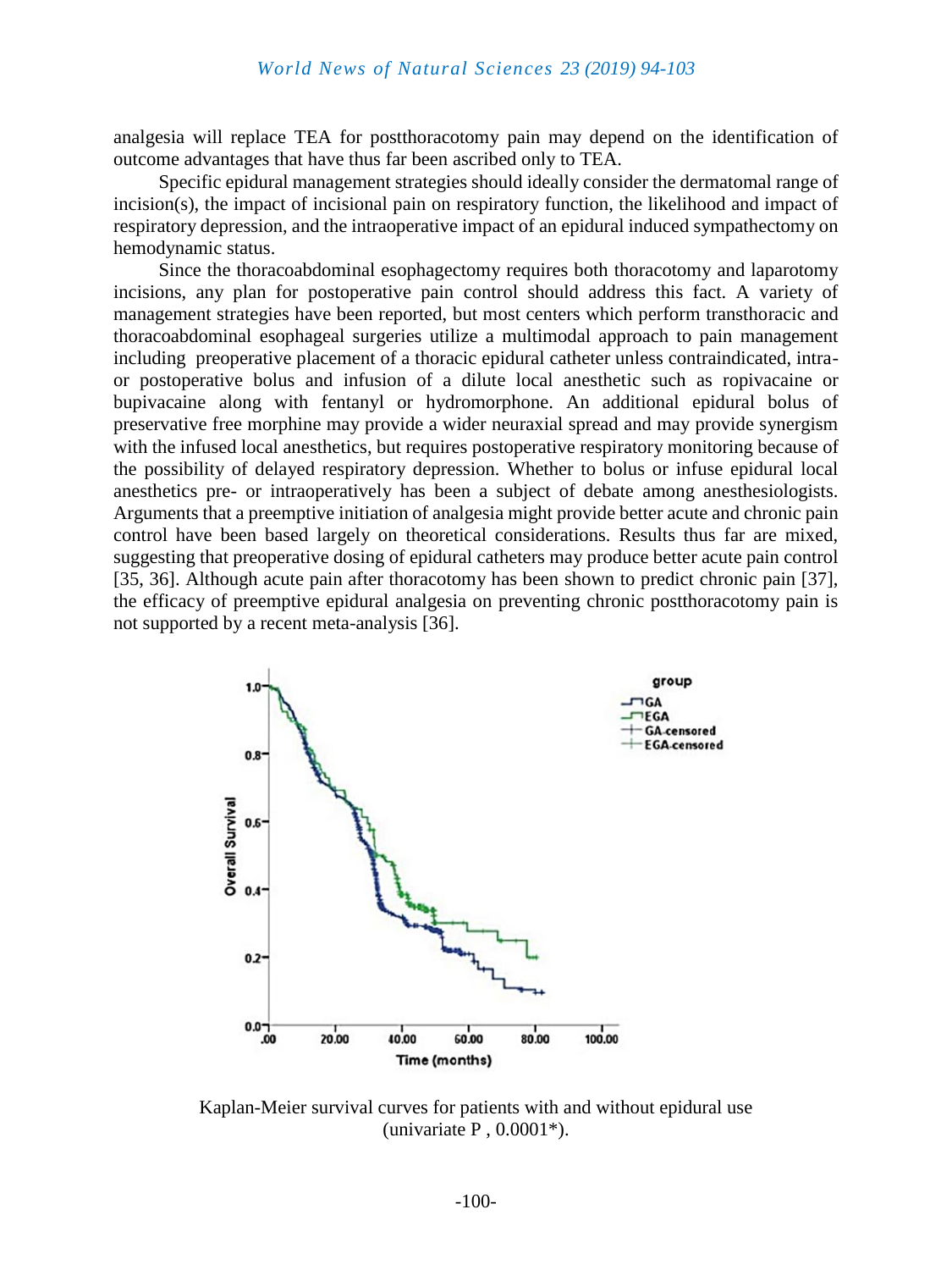analgesia will replace TEA for postthoracotomy pain may depend on the identification of outcome advantages that have thus far been ascribed only to TEA.

Specific epidural management strategies should ideally consider the dermatomal range of incision(s), the impact of incisional pain on respiratory function, the likelihood and impact of respiratory depression, and the intraoperative impact of an epidural induced sympathectomy on hemodynamic status.

Since the thoracoabdominal esophagectomy requires both thoracotomy and laparotomy incisions, any plan for postoperative pain control should address this fact. A variety of management strategies have been reported, but most centers which perform transthoracic and thoracoabdominal esophageal surgeries utilize a multimodal approach to pain management including preoperative placement of a thoracic epidural catheter unless contraindicated, intra- or postoperative bolus and infusion of a dilute local anesthetic such as ropivacaine or bupivacaine along with fentanyl or hydromorphone. An additional epidural bolus of preservative free morphine may provide a wider neuraxial spread and may provide synergism with the infused local anesthetics, but requires postoperative respiratory monitoring because of the possibility of delayed respiratory depression. Whether to bolus or infuse epidural local anesthetics pre- or intraoperatively has been a subject of debate among anesthesiologists. Arguments that a preemptive initiation of analgesia might provide better acute and chronic pain control have been based largely on theoretical considerations. Results thus far are mixed, suggesting that preoperative dosing of epidural catheters may produce better acute pain control [35, 36]. Although acute pain after thoracotomy has been shown to predict chronic pain [37], the efficacy of preemptive epidural analgesia on preventing chronic postthoracotomy pain is not supported by a recent meta-analysis [36].

Kaplan-Meier survival curves for patients with and without epidural use (univariate P , 0.0001*).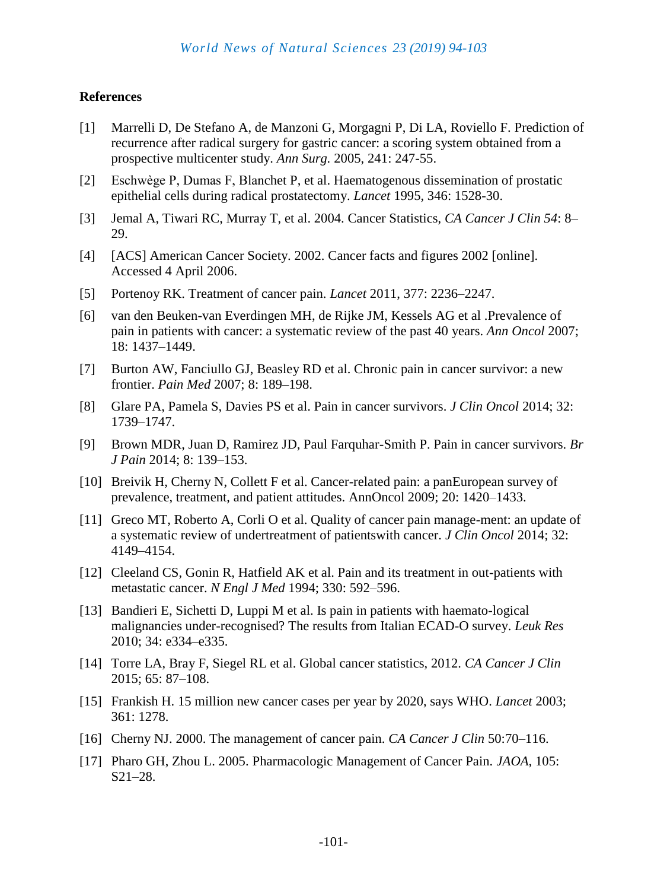**References**

[1] Marrelli D, De Stefano A, de Manzoni G, Morgagni P, Di LA, Roviello F. Prediction of recurrence after radical surgery for gastric cancer: a scoring system obtained from a prospective multicenter study. *Ann Surg.* 2005, 241: 247-55.

[2] Eschwège P, Dumas F, Blanchet P, et al. Haematogenous dissemination of prostatic epithelial cells during radical prostatectomy. *Lancet* 1995, 346: 1528-30.

[3] Jemal A, Tiwari RC, Murray T, et al. 2004. Cancer Statistics, *CA Cancer J Clin 54*: 8–29.

[4] [ACS] American Cancer Society. 2002. Cancer facts and figures 2002 [online]. Accessed 4 April 2006.

[5] Portenoy RK. Treatment of cancer pain. *Lancet* 2011, 377: 2236–2247.

[6] van den Beuken-van Everdingen MH, de Rijke JM, Kessels AG et al .Prevalence of pain in patients with cancer: a systematic review of the past 40 years. *Ann Oncol* 2007; 18: 1437–1449.

[7] Burton AW, Fanciullo GJ, Beasley RD et al. Chronic pain in cancer survivor: a new frontier. *Pain Med* 2007; 8: 189–198.

[8] Glare PA, Pamela S, Davies PS et al. Pain in cancer survivors. *J Clin Oncol* 2014; 32: 1739–1747.

[9] Brown MDR, Juan D, Ramirez JD, Paul Farquhar-Smith P. Pain in cancer survivors. *Br J Pain* 2014; 8: 139–153.

[10] Breivik H, Cherny N, Collett F et al. Cancer-related pain: a panEuropean survey of prevalence, treatment, and patient attitudes. AnnOncol 2009; 20: 1420–1433.

[11] Greco MT, Roberto A, Corli O et al. Quality of cancer pain manage-ment: an update of a systematic review of undertreatment of patientswith cancer. *J Clin Oncol* 2014; 32: 4149–4154.

[12] Cleeland CS, Gonin R, Hatfield AK et al. Pain and its treatment in out-patients with metastatic cancer. *N Engl J Med* 1994; 330: 592–596.

[13] Bandieri E, Sichetti D, Luppi M et al. Is pain in patients with haemato-logical malignancies under-recognised? The results from Italian ECAD-O survey. *Leuk Res* 2010; 34: e334–e335.

[14] Torre LA, Bray F, Siegel RL et al. Global cancer statistics, 2012. *CA Cancer J Clin* 2015; 65: 87–108.

[15] Frankish H. 15 million new cancer cases per year by 2020, says WHO. *Lancet* 2003; 361: 1278.

[16] Cherny NJ. 2000. The management of cancer pain. *CA Cancer J Clin* 50:70–116.

[17] Pharo GH, Zhou L. 2005. Pharmacologic Management of Cancer Pain. *JAOA*, 105: S21–28.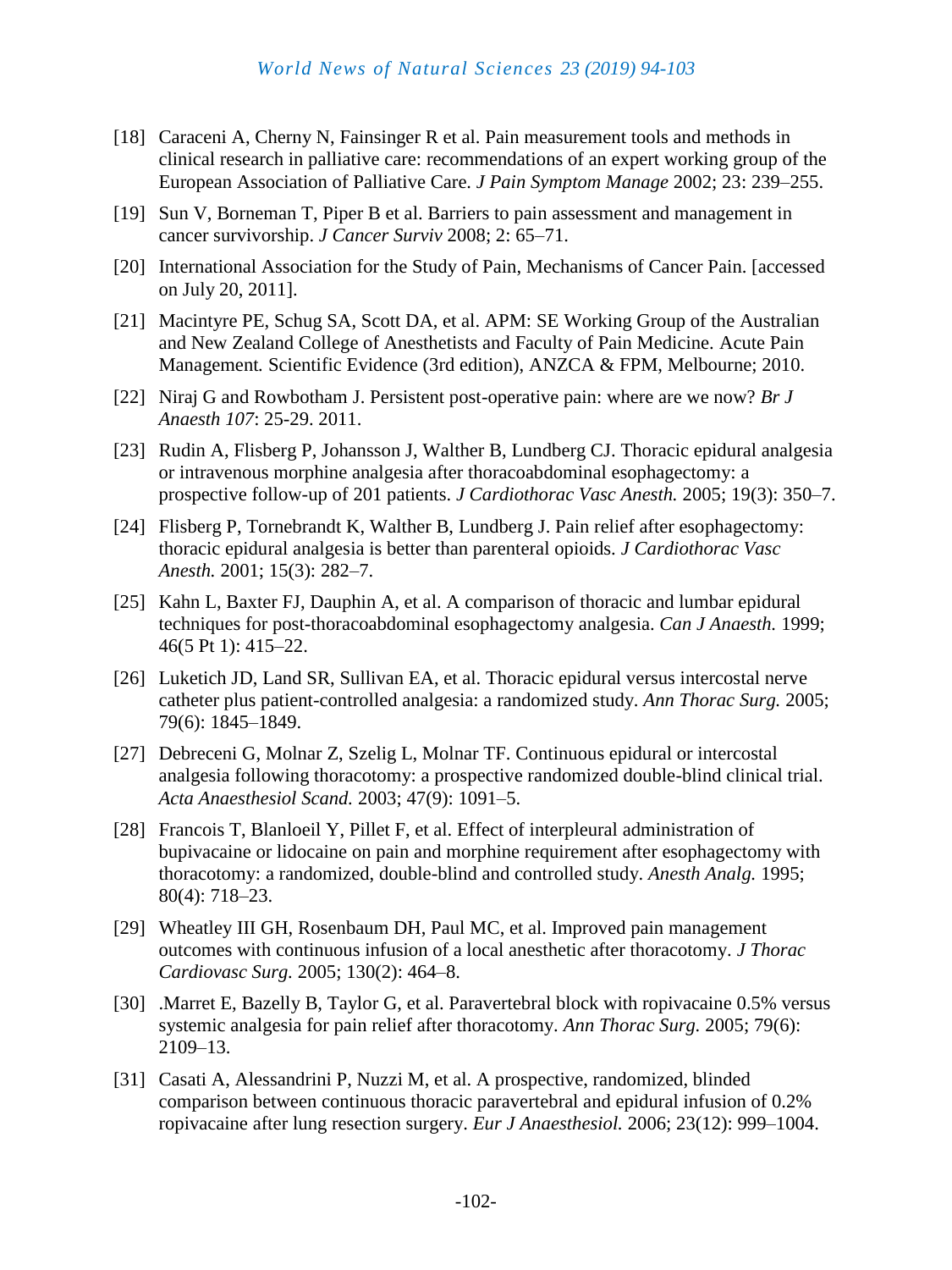[18] Caraceni A, Cherny N, Fainsinger R et al. Pain measurement tools and methods in clinical research in palliative care: recommendations of an expert working group of the European Association of Palliative Care. *J Pain Symptom Manage* 2002; 23: 239–255.

[19] Sun V, Borneman T, Piper B et al. Barriers to pain assessment and management in cancer survivorship. *J Cancer Surviv* 2008; 2: 65–71.

[20] International Association for the Study of Pain, Mechanisms of Cancer Pain. [accessed on July 20, 2011].

[21] Macintyre PE, Schug SA, Scott DA, et al. APM: SE Working Group of the Australian and New Zealand College of Anesthetists and Faculty of Pain Medicine. Acute Pain Management*.* Scientific Evidence (3rd edition), ANZCA & FPM, Melbourne; 2010.

[22] Niraj G and Rowbotham J. Persistent post-operative pain: where are we now? *Br J Anaesth 107*: 25-29. 2011.

[23] Rudin A, Flisberg P, Johansson J, Walther B, Lundberg CJ. Thoracic epidural analgesia or intravenous morphine analgesia after thoracoabdominal esophagectomy: a prospective follow-up of 201 patients. *J Cardiothorac Vasc Anesth.* 2005; 19(3): 350–7.

[24] Flisberg P, Tornebrandt K, Walther B, Lundberg J. Pain relief after esophagectomy: thoracic epidural analgesia is better than parenteral opioids. *J Cardiothorac Vasc Anesth.* 2001; 15(3): 282–7.

[25] Kahn L, Baxter FJ, Dauphin A, et al. A comparison of thoracic and lumbar epidural techniques for post-thoracoabdominal esophagectomy analgesia. *Can J Anaesth.* 1999; 46(5 Pt 1): 415–22.

[26] Luketich JD, Land SR, Sullivan EA, et al. Thoracic epidural versus intercostal nerve catheter plus patient-controlled analgesia: a randomized study. *Ann Thorac Surg.* 2005; 79(6): 1845–1849.

[27] Debreceni G, Molnar Z, Szelig L, Molnar TF. Continuous epidural or intercostal analgesia following thoracotomy: a prospective randomized double-blind clinical trial. *Acta Anaesthesiol Scand.* 2003; 47(9): 1091–5.

[28] Francois T, Blanloeil Y, Pillet F, et al. Effect of interpleural administration of bupivacaine or lidocaine on pain and morphine requirement after esophagectomy with thoracotomy: a randomized, double-blind and controlled study. *Anesth Analg.* 1995; 80(4): 718–23.

[29] Wheatley III GH, Rosenbaum DH, Paul MC, et al. Improved pain management outcomes with continuous infusion of a local anesthetic after thoracotomy. *J Thorac Cardiovasc Surg.* 2005; 130(2): 464–8.

[30] .Marret E, Bazelly B, Taylor G, et al. Paravertebral block with ropivacaine 0.5% versus systemic analgesia for pain relief after thoracotomy. *Ann Thorac Surg.* 2005; 79(6): 2109–13.

[31] Casati A, Alessandrini P, Nuzzi M, et al. A prospective, randomized, blinded comparison between continuous thoracic paravertebral and epidural infusion of 0.2% ropivacaine after lung resection surgery. *Eur J Anaesthesiol.* 2006; 23(12): 999–1004.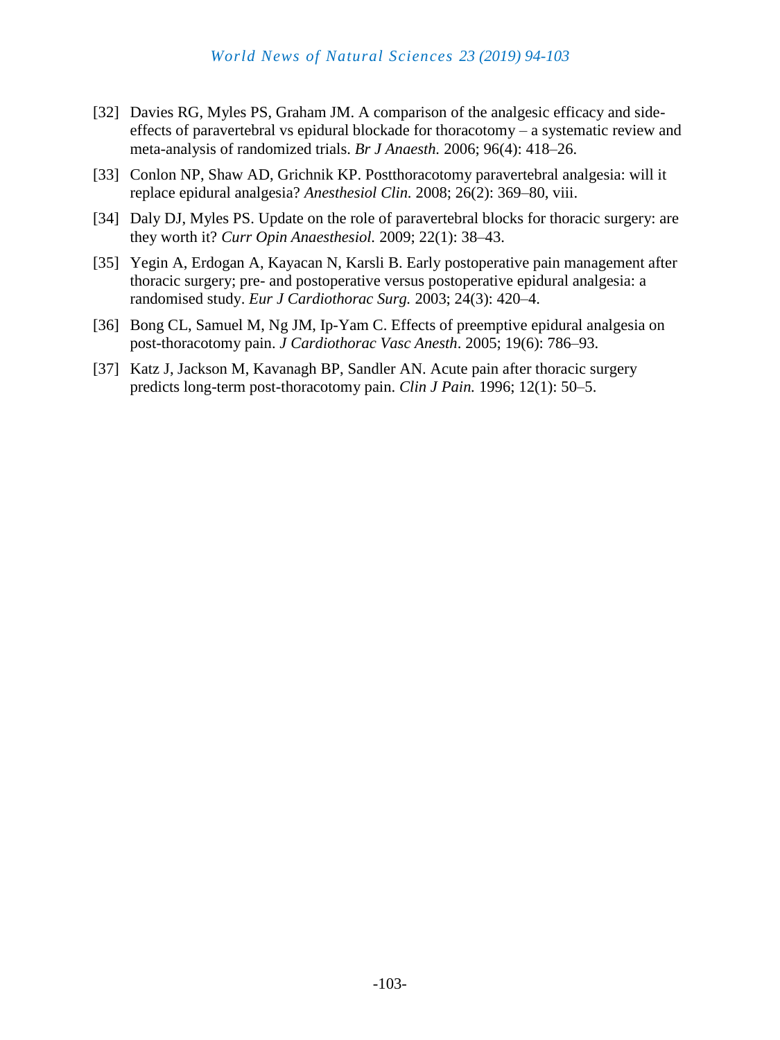[32] Davies RG, Myles PS, Graham JM. A comparison of the analgesic efficacy and side-effects of paravertebral vs epidural blockade for thoracotomy – a systematic review and meta-analysis of randomized trials. *Br J Anaesth.* 2006; 96(4): 418–26.

[33] Conlon NP, Shaw AD, Grichnik KP. Postthoracotomy paravertebral analgesia: will it replace epidural analgesia? *Anesthesiol Clin.* 2008; 26(2): 369–80, viii.

[34] Daly DJ, Myles PS. Update on the role of paravertebral blocks for thoracic surgery: are they worth it? *Curr Opin Anaesthesiol.* 2009; 22(1): 38–43.

[35] Yegin A, Erdogan A, Kayacan N, Karsli B. Early postoperative pain management after thoracic surgery; pre- and postoperative versus postoperative epidural analgesia: a randomised study. *Eur J Cardiothorac Surg.* 2003; 24(3): 420–4.

[36] Bong CL, Samuel M, Ng JM, Ip-Yam C. Effects of preemptive epidural analgesia on post-thoracotomy pain. *J Cardiothorac Vasc Anesth*. 2005; 19(6): 786–93.

[37] Katz J, Jackson M, Kavanagh BP, Sandler AN. Acute pain after thoracic surgery predicts long-term post-thoracotomy pain. *Clin J Pain.* 1996; 12(1): 50–5.